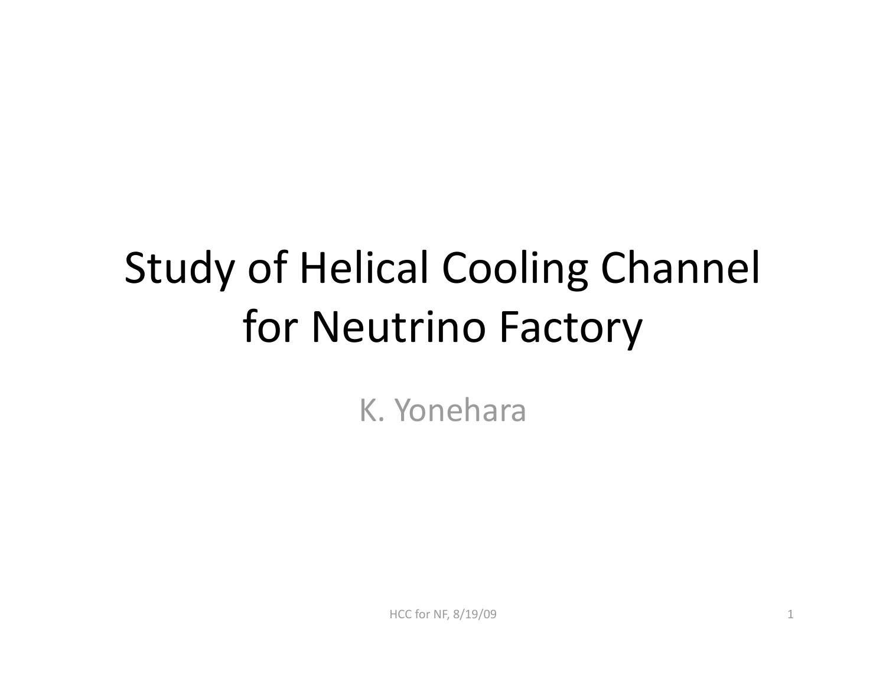# Study of Helical Cooling Channel for Neutrino Factory

K. Yonehara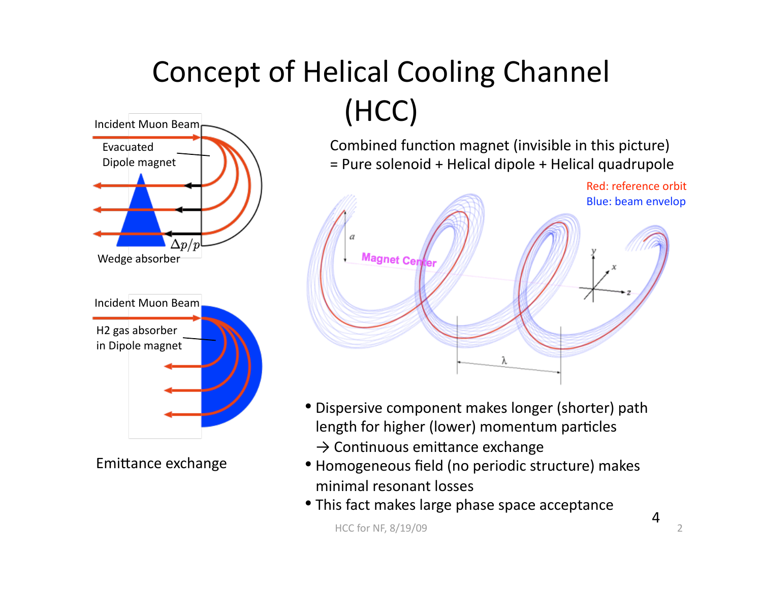# Concept of Helical Cooling Channel (HCC)

Incident Muon Beam

Evacuated Dipole magnet

$\Delta p/p$

Wedge absorber

Incident Muon Beam

H2 gas absorber in Dipole magnet

Emittance exchange

Combined function magnet (invisible in this picture) = Pure solenoid + Helical dipole + Helical quadrupole

Red: reference orbit

Blue: beam envelop

- Dispersive component makes longer (shorter) path length for higher (lower) momentum particles
  → Continuous emittance exchange
- Homogeneous field (no periodic structure) makes minimal resonant losses
- This fact makes large phase space acceptance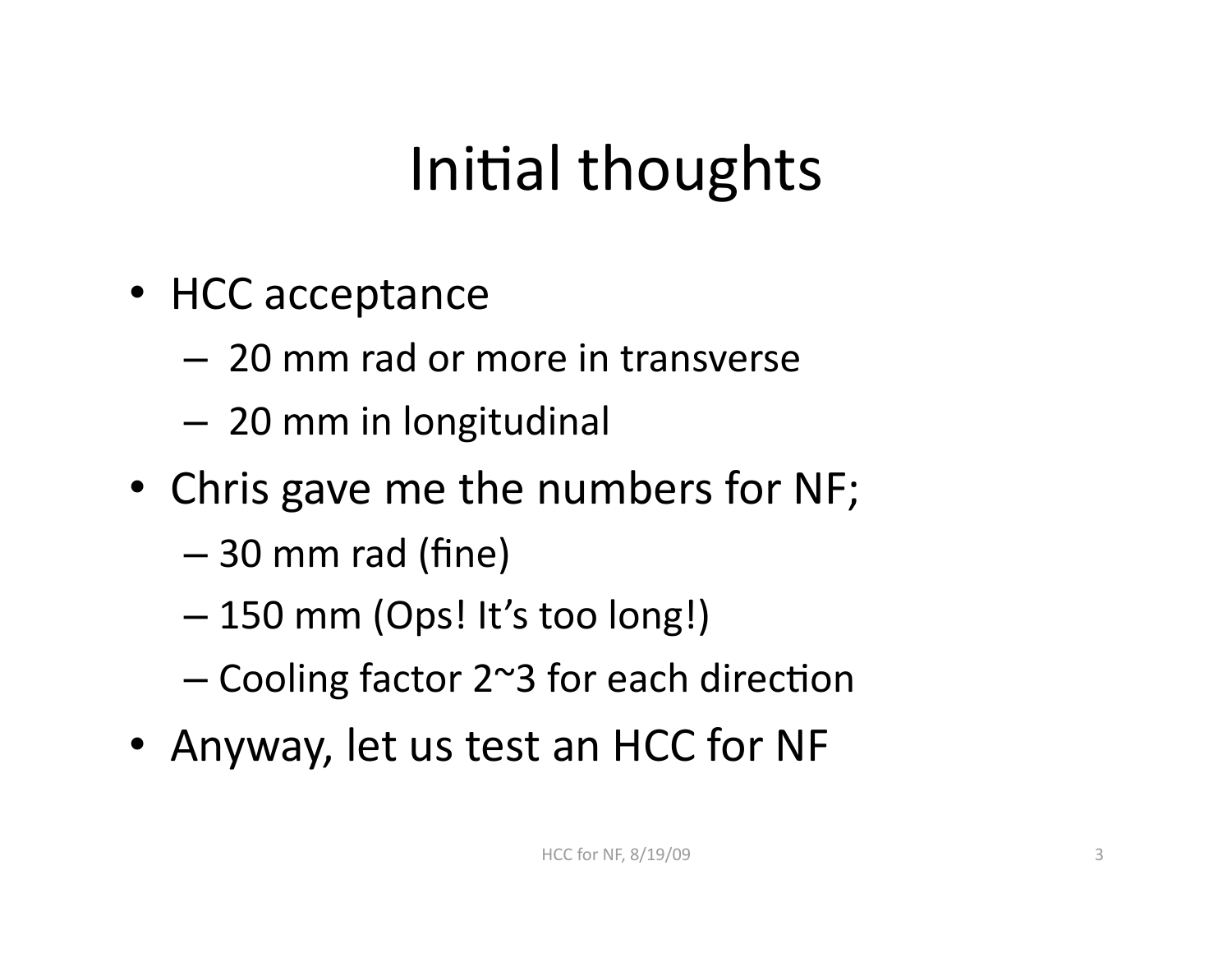# Initial thoughts

- HCC acceptance
  - 20 mm rad or more in transverse
  - 20 mm in longitudinal
- Chris gave me the numbers for NF;
  - 30 mm rad (fine)
  - 150 mm (Ops! It's too long!)
  - Cooling factor 2~3 for each direction
- Anyway, let us test an HCC for NF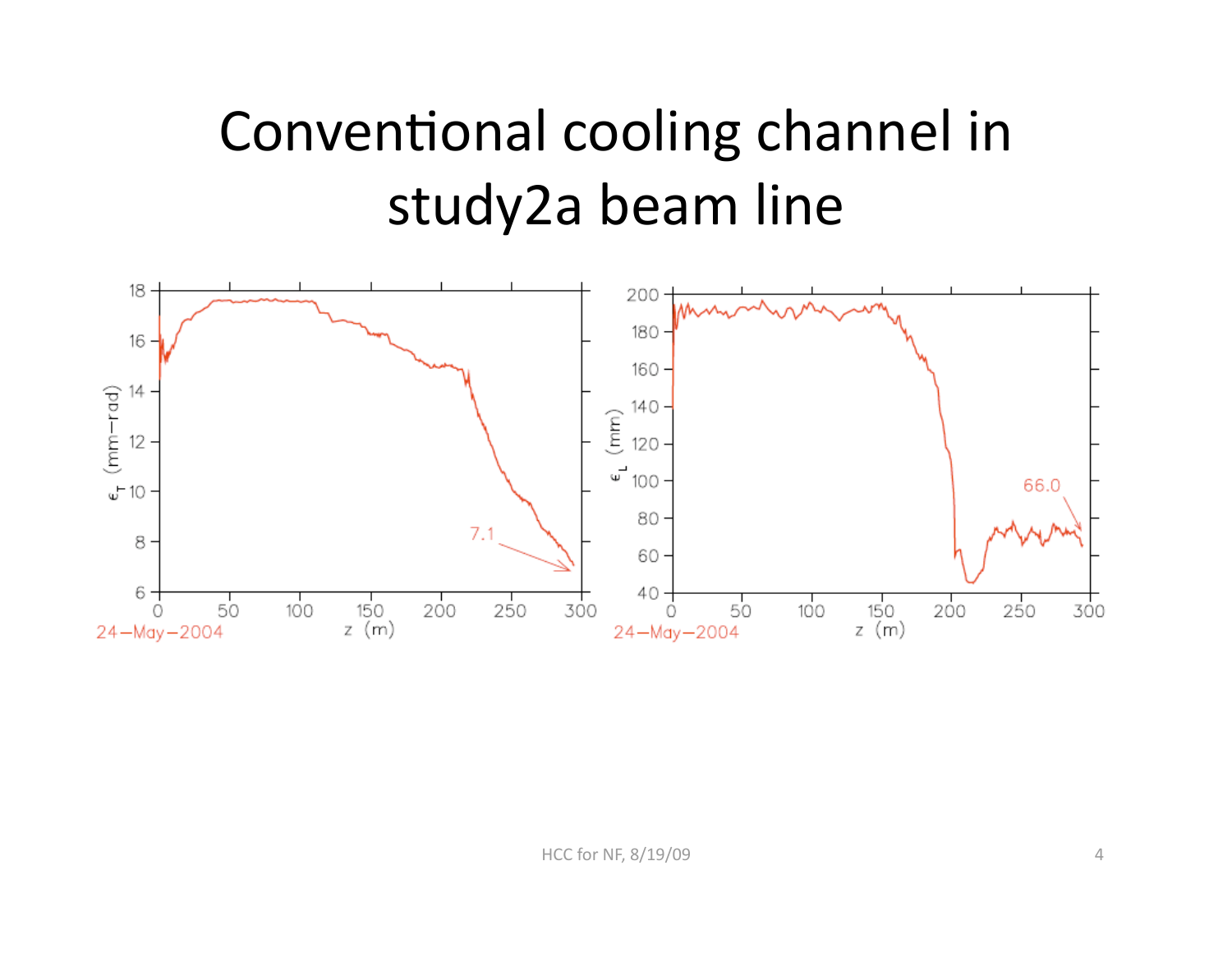# Conventional cooling channel in study2a beam line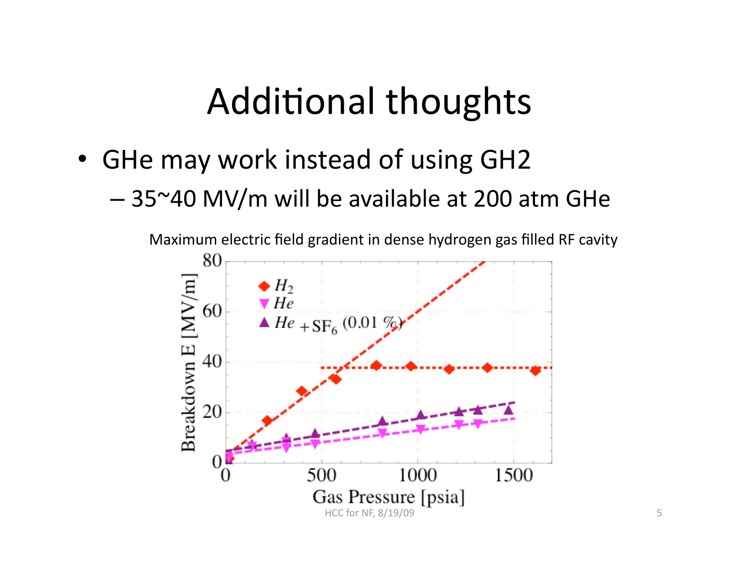# Additional thoughts

- GHe may work instead of using GH2
  - 35~40 MV/m will be available at 200 atm GHe

Maximum electric field gradient in dense hydrogen gas filled RF cavity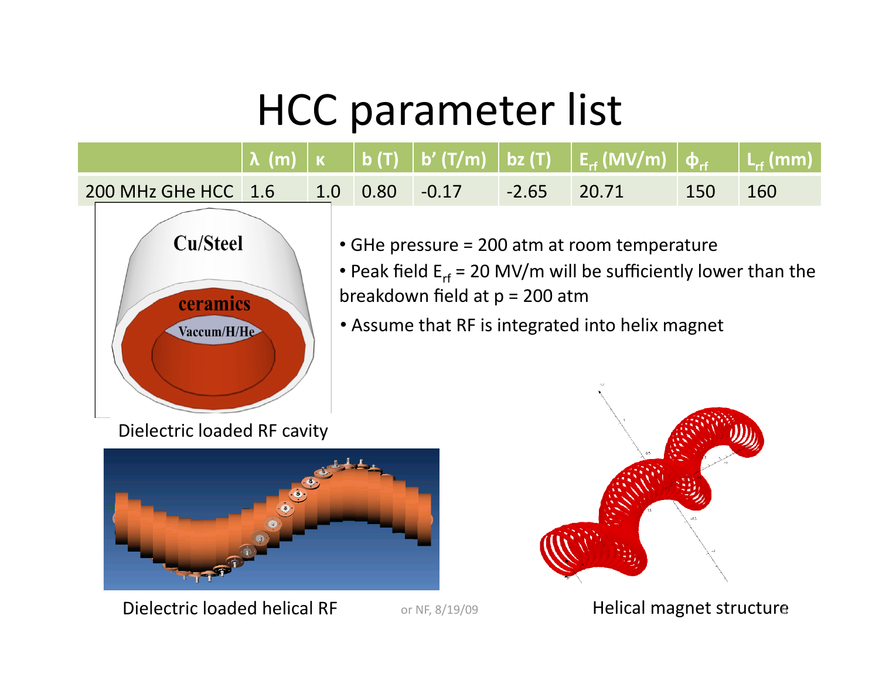# HCC parameter list

| | $\lambda$ (m) | $\kappa$ | b (T) | b' (T/m) | bz (T) | $E_{rf}$ (MV/m) | $\phi_{rf}$ | $L_{rf}$ (mm) |
|---|---|---|---|---|---|---|---|---|
| 200 MHz GHe HCC | 1.6 | 1.0 | 0.80 | -0.17 | -2.65 | 20.71 | 150 | 160 |

- GHe pressure = 200 atm at room temperature
- Peak field $E_{rf}$ = 20 MV/m will be sufficiently lower than the breakdown field at p = 200 atm
- Assume that RF is integrated into helix magnet

Dielectric loaded RF cavity

Dielectric loaded helical RF

Helical magnet structure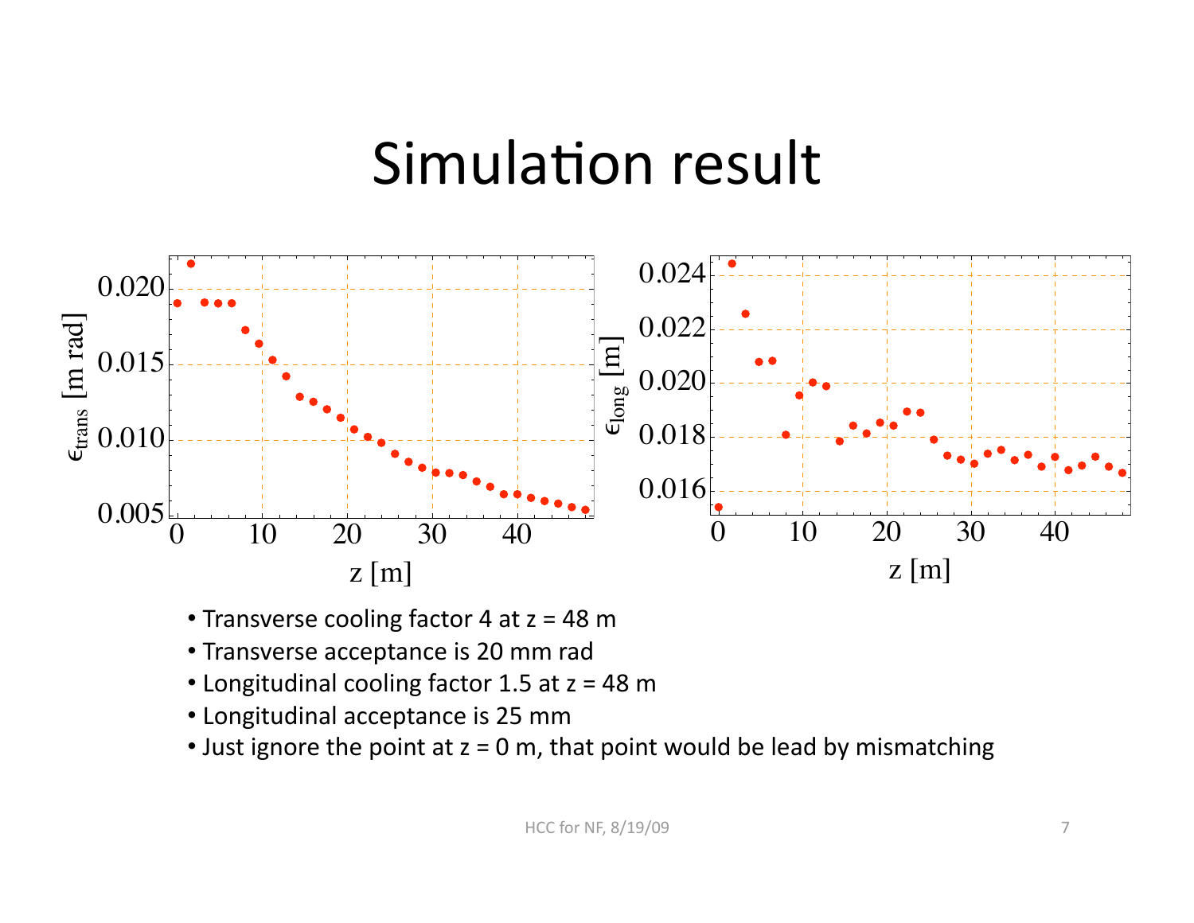# Simulation result

- Transverse cooling factor 4 at z = 48 m
- Transverse acceptance is 20 mm rad
- Longitudinal cooling factor 1.5 at z = 48 m
- Longitudinal acceptance is 25 mm
- Just ignore the point at z = 0 m, that point would be lead by mismatching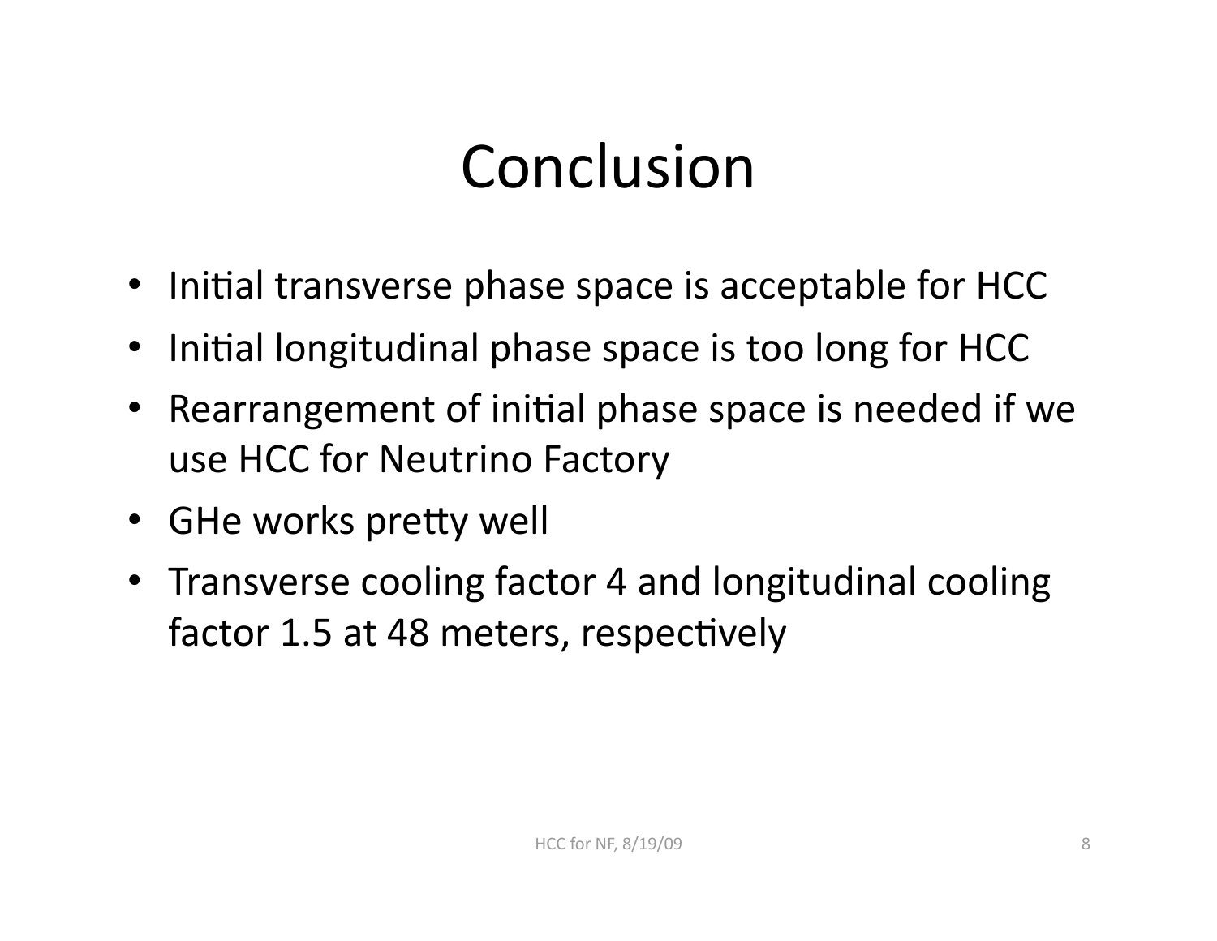# Conclusion

- Initial transverse phase space is acceptable for HCC
- Initial longitudinal phase space is too long for HCC
- Rearrangement of initial phase space is needed if we use HCC for Neutrino Factory
- GHe works pretty well
- Transverse cooling factor 4 and longitudinal cooling factor 1.5 at 48 meters, respectively